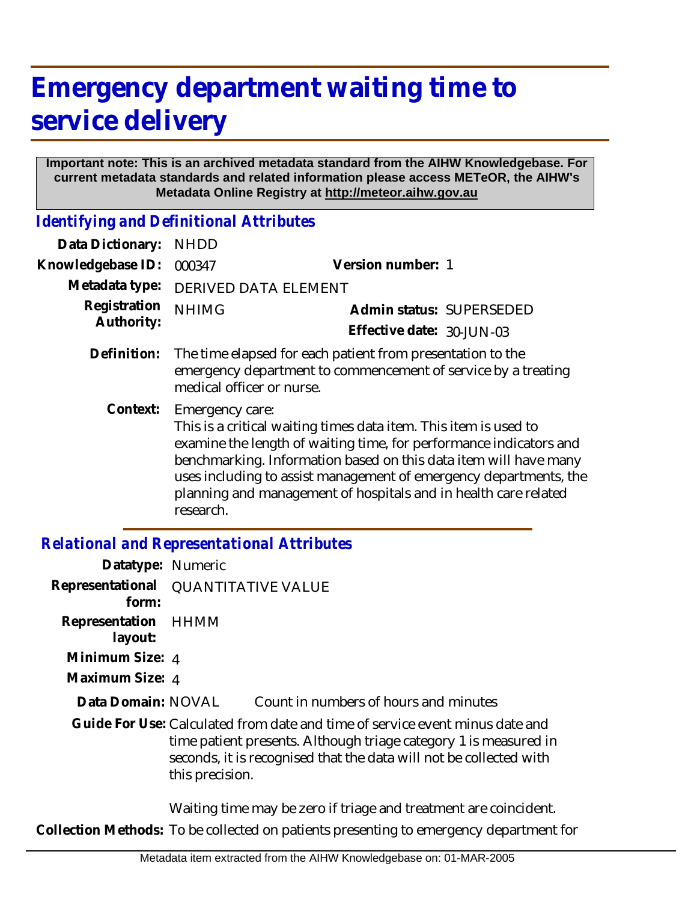# Emergency department waiting time to service delivery

**Important note: This is an archived metadata standard from the AIHW Knowledgebase. For current metadata standards and related information please access METeOR, the AIHW's Metadata Online Registry at http://meteor.aihw.gov.au**

## *Identifying and Definitional Attributes*

**Data Dictionary:** NHDD

**Knowledgebase ID:** 000347 **Version number:** 1

**Metadata type:** DERIVED DATA ELEMENT

**Registration Authority:** NHIMG **Admin status:** SUPERSEDED

**Effective date:** 30-JUN-03

**Definition:** The time elapsed for each patient from presentation to the emergency department to commencement of service by a treating medical officer or nurse.

**Context:** Emergency care:
This is a critical waiting times data item. This item is used to examine the length of waiting time, for performance indicators and benchmarking. Information based on this data item will have many uses including to assist management of emergency departments, the planning and management of hospitals and in health care related research.

## *Relational and Representational Attributes*

**Datatype:** Numeric

**Representational form:** QUANTITATIVE VALUE

**Representation layout:** HHMM

**Minimum Size:** 4

**Maximum Size:** 4

**Data Domain:** NOVAL Count in numbers of hours and minutes

**Guide For Use:** Calculated from date and time of service event minus date and time patient presents. Although triage category 1 is measured in seconds, it is recognised that the data will not be collected with this precision.

Waiting time may be zero if triage and treatment are coincident.

**Collection Methods:** To be collected on patients presenting to emergency department for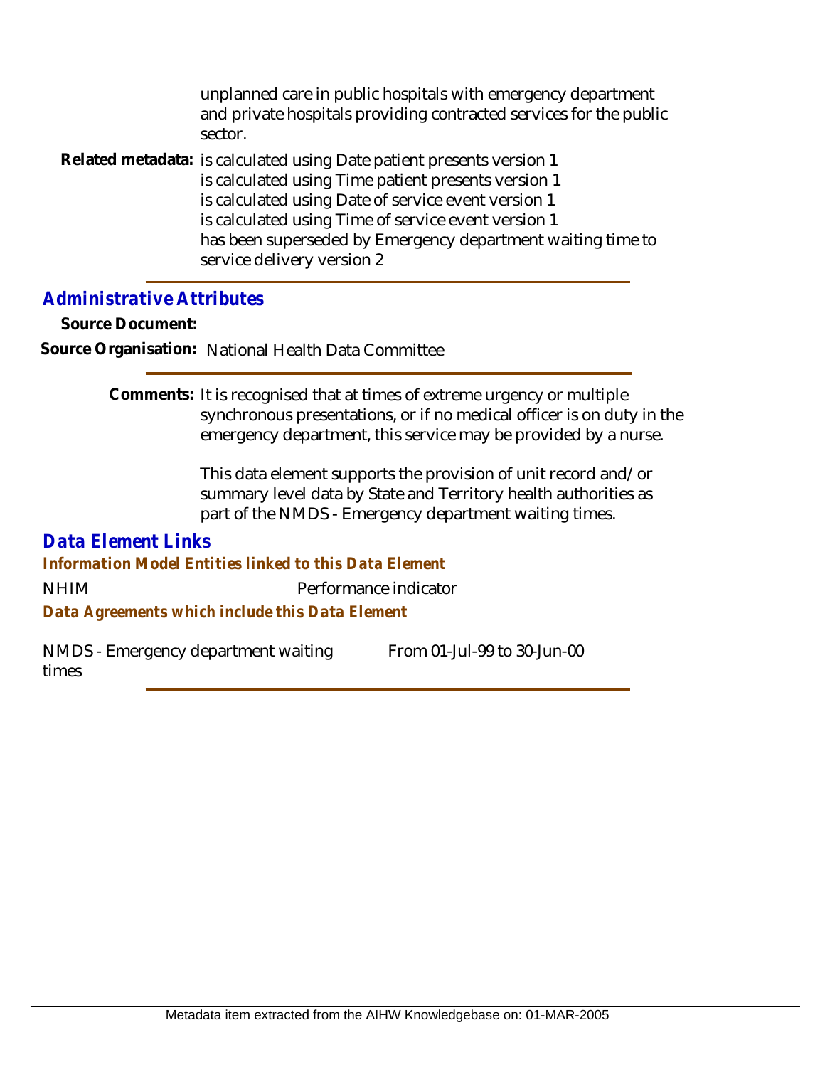unplanned care in public hospitals with emergency department and private hospitals providing contracted services for the public sector.

**Related metadata:** is calculated using Date patient presents version 1
is calculated using Time patient presents version 1
is calculated using Date of service event version 1
is calculated using Time of service event version 1
has been superseded by Emergency department waiting time to service delivery version 2

## Administrative Attributes

**Source Document:**

**Source Organisation:** National Health Data Committee

**Comments:** It is recognised that at times of extreme urgency or multiple synchronous presentations, or if no medical officer is on duty in the emergency department, this service may be provided by a nurse.

This data element supports the provision of unit record and/or summary level data by State and Territory health authorities as part of the NMDS - Emergency department waiting times.

## Data Element Links

### Information Model Entities linked to this Data Element

NHIM Performance indicator

### Data Agreements which include this Data Element

NMDS - Emergency department waiting times From 01-Jul-99 to 30-Jun-00

Metadata item extracted from the AIHW Knowledgebase on: 01-MAR-2005